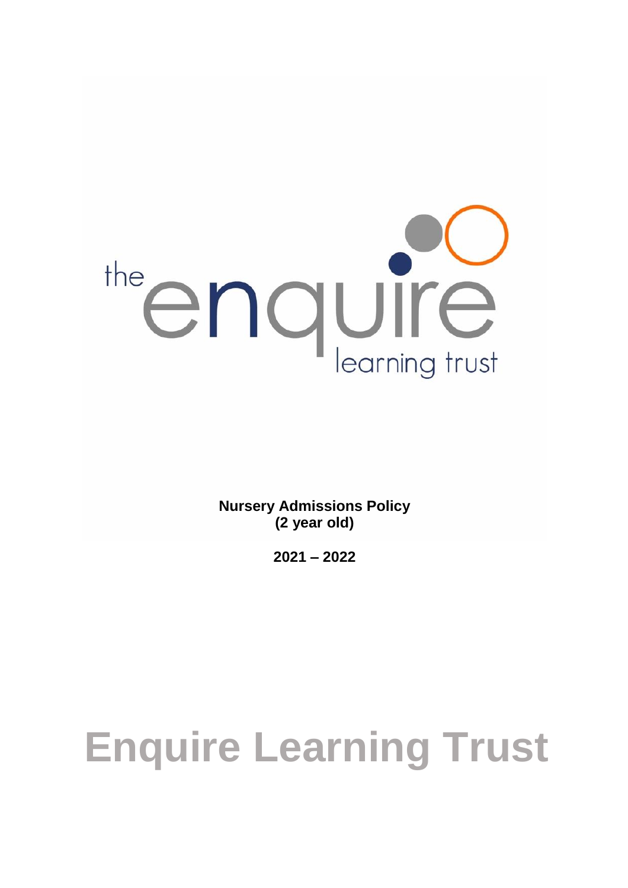**Nursery Admissions Policy**
**(2 year old)**

**2021 – 2022**

# Enquire Learning Trust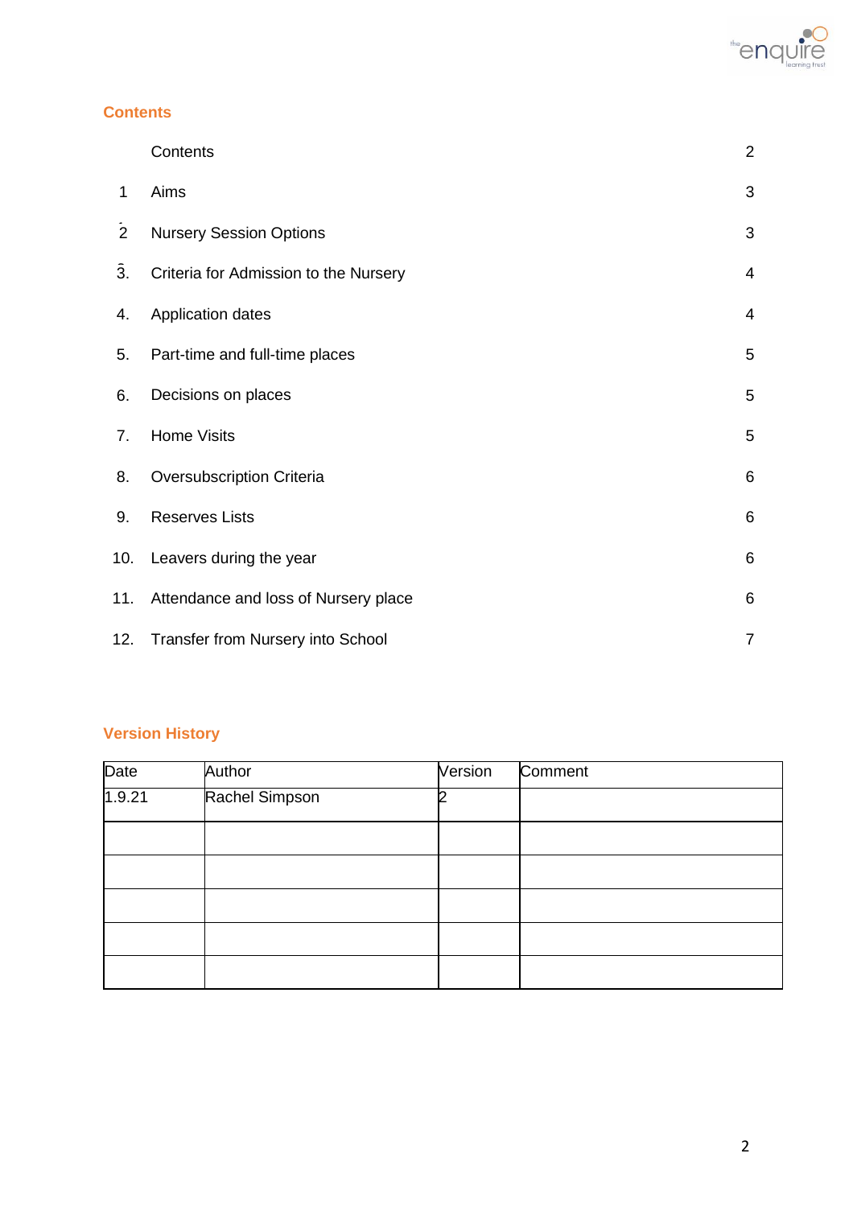## Contents

| | | |
|---|---|---|
| | Contents | 2 |
| 1 | Aims | 3 |
| 2 | Nursery Session Options | 3 |
| 3. | Criteria for Admission to the Nursery | 4 |
| 4. | Application dates | 4 |
| 5. | Part-time and full-time places | 5 |
| 6. | Decisions on places | 5 |
| 7. | Home Visits | 5 |
| 8. | Oversubscription Criteria | 6 |
| 9. | Reserves Lists | 6 |
| 10. | Leavers during the year | 6 |
| 11. | Attendance and loss of Nursery place | 6 |
| 12. | Transfer from Nursery into School | 7 |

## Version History

| Date | Author | Version | Comment |
|---|---|---|---|
| 1.9.21 | Rachel Simpson | 2 | |
| | | | |
| | | | |
| | | | |
| | | | |
| | | | |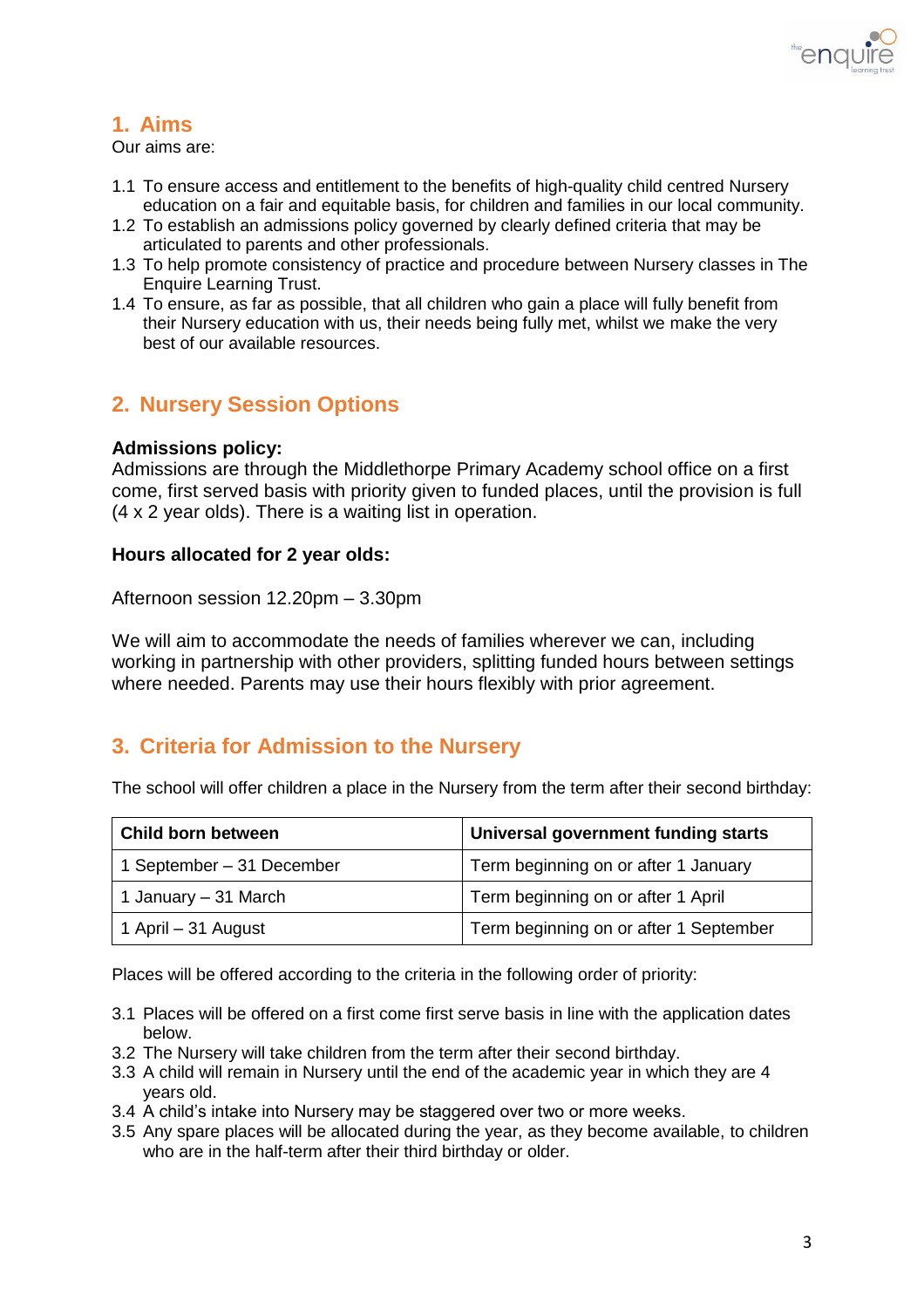## 1. Aims

Our aims are:

1.1 To ensure access and entitlement to the benefits of high-quality child centred Nursery education on a fair and equitable basis, for children and families in our local community.
1.2 To establish an admissions policy governed by clearly defined criteria that may be articulated to parents and other professionals.
1.3 To help promote consistency of practice and procedure between Nursery classes in The Enquire Learning Trust.
1.4 To ensure, as far as possible, that all children who gain a place will fully benefit from their Nursery education with us, their needs being fully met, whilst we make the very best of our available resources.

## 2. Nursery Session Options

**Admissions policy:**
Admissions are through the Middlethorpe Primary Academy school office on a first come, first served basis with priority given to funded places, until the provision is full (4 x 2 year olds). There is a waiting list in operation.

**Hours allocated for 2 year olds:**

Afternoon session 12.20pm – 3.30pm

We will aim to accommodate the needs of families wherever we can, including working in partnership with other providers, splitting funded hours between settings where needed. Parents may use their hours flexibly with prior agreement.

## 3. Criteria for Admission to the Nursery

The school will offer children a place in the Nursery from the term after their second birthday:

| Child born between | Universal government funding starts |
|---|---|
| 1 September – 31 December | Term beginning on or after 1 January |
| 1 January – 31 March | Term beginning on or after 1 April |
| 1 April – 31 August | Term beginning on or after 1 September |

Places will be offered according to the criteria in the following order of priority:

3.1 Places will be offered on a first come first serve basis in line with the application dates below.
3.2 The Nursery will take children from the term after their second birthday.
3.3 A child will remain in Nursery until the end of the academic year in which they are 4 years old.
3.4 A child's intake into Nursery may be staggered over two or more weeks.
3.5 Any spare places will be allocated during the year, as they become available, to children who are in the half-term after their third birthday or older.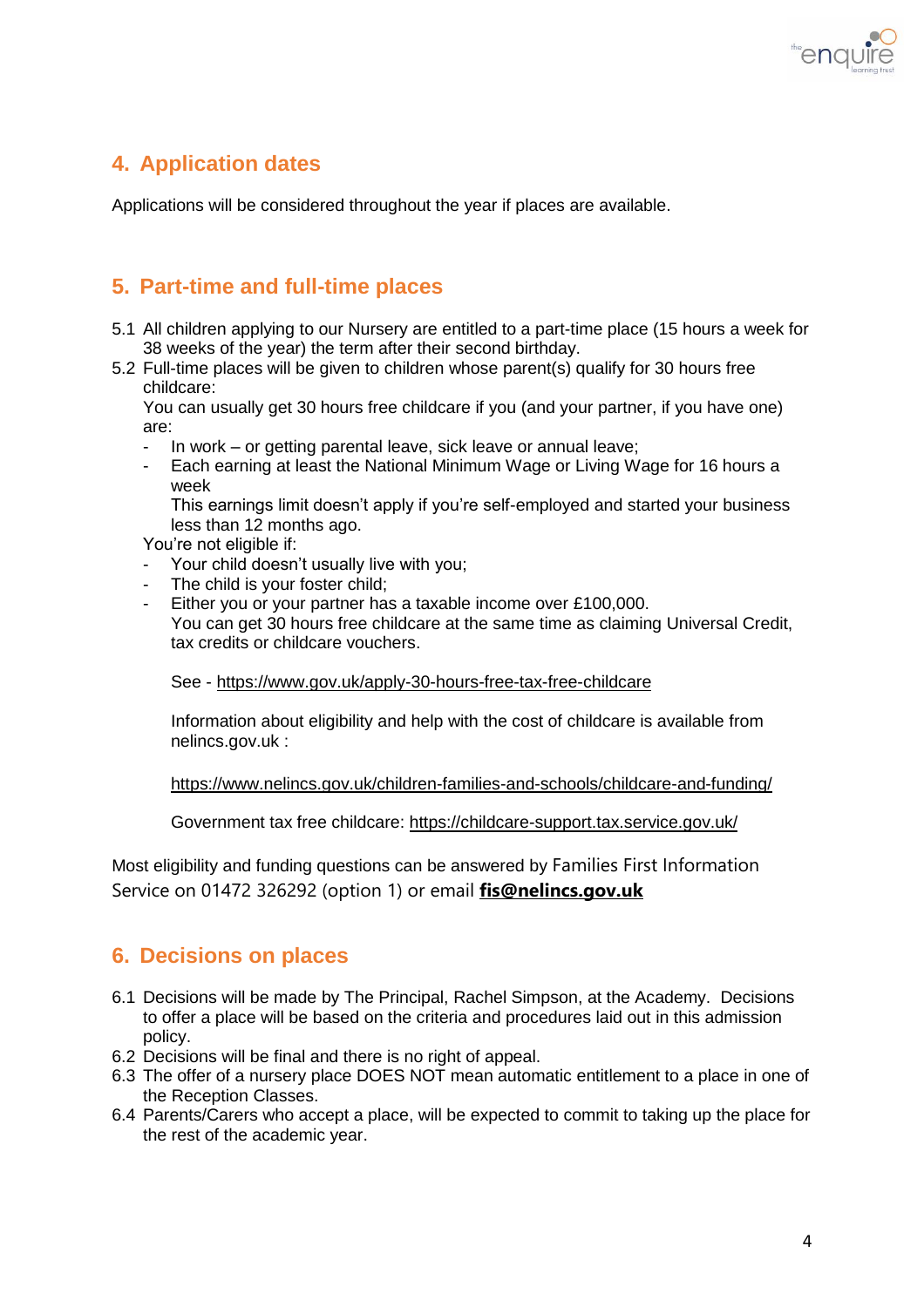## 4. Application dates

Applications will be considered throughout the year if places are available.

## 5. Part-time and full-time places

5.1 All children applying to our Nursery are entitled to a part-time place (15 hours a week for 38 weeks of the year) the term after their second birthday.

5.2 Full-time places will be given to children whose parent(s) qualify for 30 hours free childcare:

You can usually get 30 hours free childcare if you (and your partner, if you have one) are:

- In work – or getting parental leave, sick leave or annual leave;
- Each earning at least the National Minimum Wage or Living Wage for 16 hours a week
  This earnings limit doesn't apply if you're self-employed and started your business less than 12 months ago.

You're not eligible if:

- Your child doesn't usually live with you;
- The child is your foster child;
- Either you or your partner has a taxable income over £100,000.
  You can get 30 hours free childcare at the same time as claiming Universal Credit, tax credits or childcare vouchers.

  See - https://www.gov.uk/apply-30-hours-free-tax-free-childcare

  Information about eligibility and help with the cost of childcare is available from nelincs.gov.uk :

  https://www.nelincs.gov.uk/children-families-and-schools/childcare-and-funding/

  Government tax free childcare: https://childcare-support.tax.service.gov.uk/

Most eligibility and funding questions can be answered by Families First Information Service on 01472 326292 (option 1) or email **fis@nelincs.gov.uk**

## 6. Decisions on places

6.1 Decisions will be made by The Principal, Rachel Simpson, at the Academy. Decisions to offer a place will be based on the criteria and procedures laid out in this admission policy.

6.2 Decisions will be final and there is no right of appeal.

6.3 The offer of a nursery place DOES NOT mean automatic entitlement to a place in one of the Reception Classes.

6.4 Parents/Carers who accept a place, will be expected to commit to taking up the place for the rest of the academic year.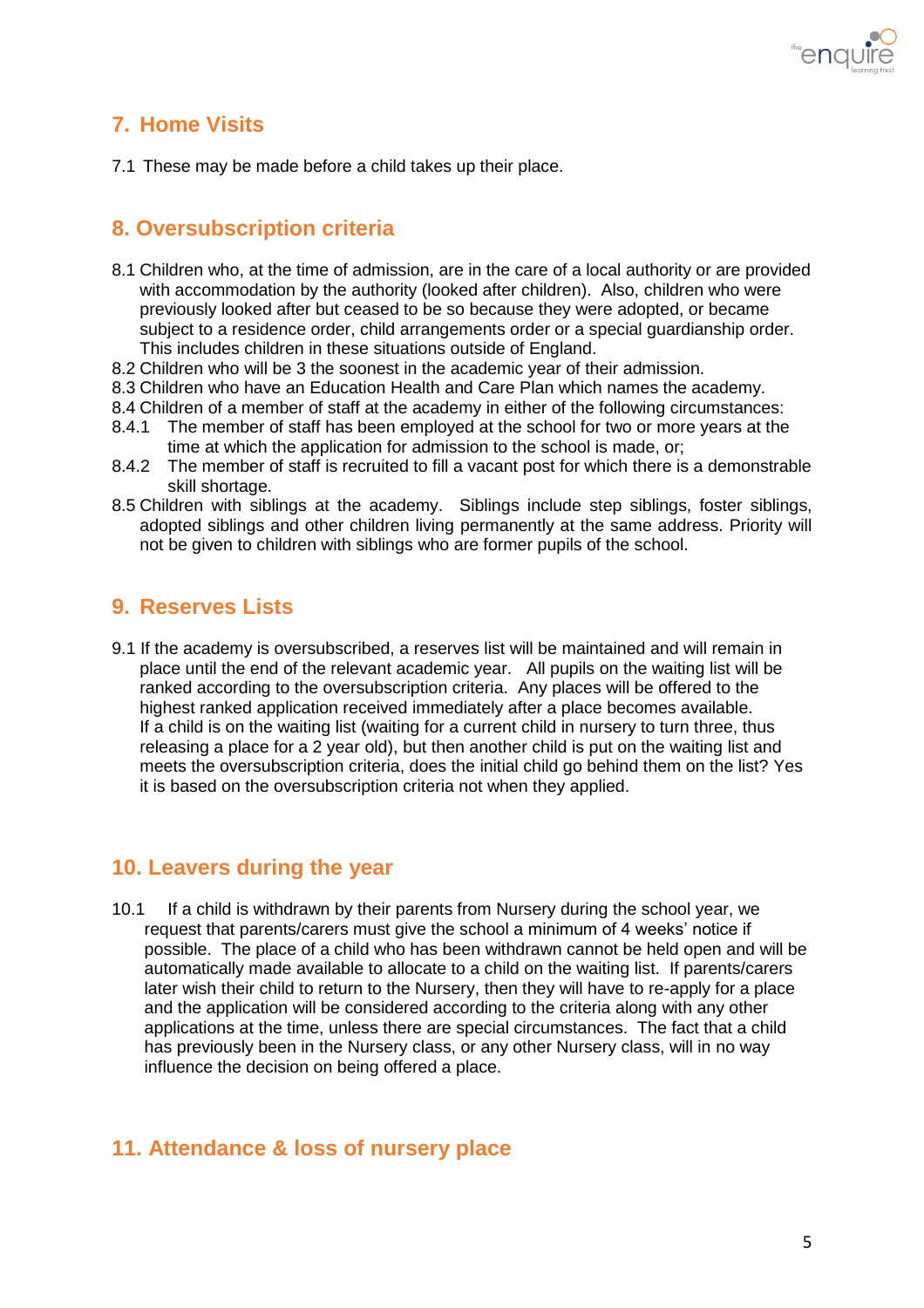## 7. Home Visits

7.1 These may be made before a child takes up their place.

## 8. Oversubscription criteria

8.1 Children who, at the time of admission, are in the care of a local authority or are provided with accommodation by the authority (looked after children). Also, children who were previously looked after but ceased to be so because they were adopted, or became subject to a residence order, child arrangements order or a special guardianship order. This includes children in these situations outside of England.

8.2 Children who will be 3 the soonest in the academic year of their admission.

8.3 Children who have an Education Health and Care Plan which names the academy.

8.4 Children of a member of staff at the academy in either of the following circumstances:

8.4.1 The member of staff has been employed at the school for two or more years at the time at which the application for admission to the school is made, or;

8.4.2 The member of staff is recruited to fill a vacant post for which there is a demonstrable skill shortage.

8.5 Children with siblings at the academy. Siblings include step siblings, foster siblings, adopted siblings and other children living permanently at the same address. Priority will not be given to children with siblings who are former pupils of the school.

## 9. Reserves Lists

9.1 If the academy is oversubscribed, a reserves list will be maintained and will remain in place until the end of the relevant academic year. All pupils on the waiting list will be ranked according to the oversubscription criteria. Any places will be offered to the highest ranked application received immediately after a place becomes available. If a child is on the waiting list (waiting for a current child in nursery to turn three, thus releasing a place for a 2 year old), but then another child is put on the waiting list and meets the oversubscription criteria, does the initial child go behind them on the list? Yes it is based on the oversubscription criteria not when they applied.

## 10. Leavers during the year

10.1 If a child is withdrawn by their parents from Nursery during the school year, we request that parents/carers must give the school a minimum of 4 weeks' notice if possible. The place of a child who has been withdrawn cannot be held open and will be automatically made available to allocate to a child on the waiting list. If parents/carers later wish their child to return to the Nursery, then they will have to re-apply for a place and the application will be considered according to the criteria along with any other applications at the time, unless there are special circumstances. The fact that a child has previously been in the Nursery class, or any other Nursery class, will in no way influence the decision on being offered a place.

## 11. Attendance & loss of nursery place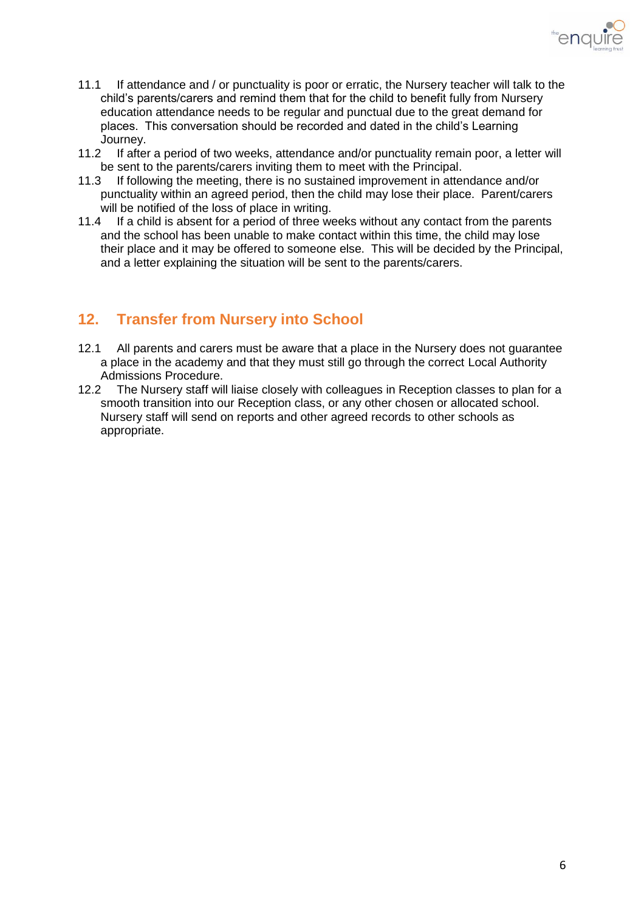11.1 If attendance and / or punctuality is poor or erratic, the Nursery teacher will talk to the child's parents/carers and remind them that for the child to benefit fully from Nursery education attendance needs to be regular and punctual due to the great demand for places. This conversation should be recorded and dated in the child's Learning Journey.

11.2 If after a period of two weeks, attendance and/or punctuality remain poor, a letter will be sent to the parents/carers inviting them to meet with the Principal.

11.3 If following the meeting, there is no sustained improvement in attendance and/or punctuality within an agreed period, then the child may lose their place. Parent/carers will be notified of the loss of place in writing.

11.4 If a child is absent for a period of three weeks without any contact from the parents and the school has been unable to make contact within this time, the child may lose their place and it may be offered to someone else. This will be decided by the Principal, and a letter explaining the situation will be sent to the parents/carers.

## 12. Transfer from Nursery into School

12.1 All parents and carers must be aware that a place in the Nursery does not guarantee a place in the academy and that they must still go through the correct Local Authority Admissions Procedure.

12.2 The Nursery staff will liaise closely with colleagues in Reception classes to plan for a smooth transition into our Reception class, or any other chosen or allocated school. Nursery staff will send on reports and other agreed records to other schools as appropriate.